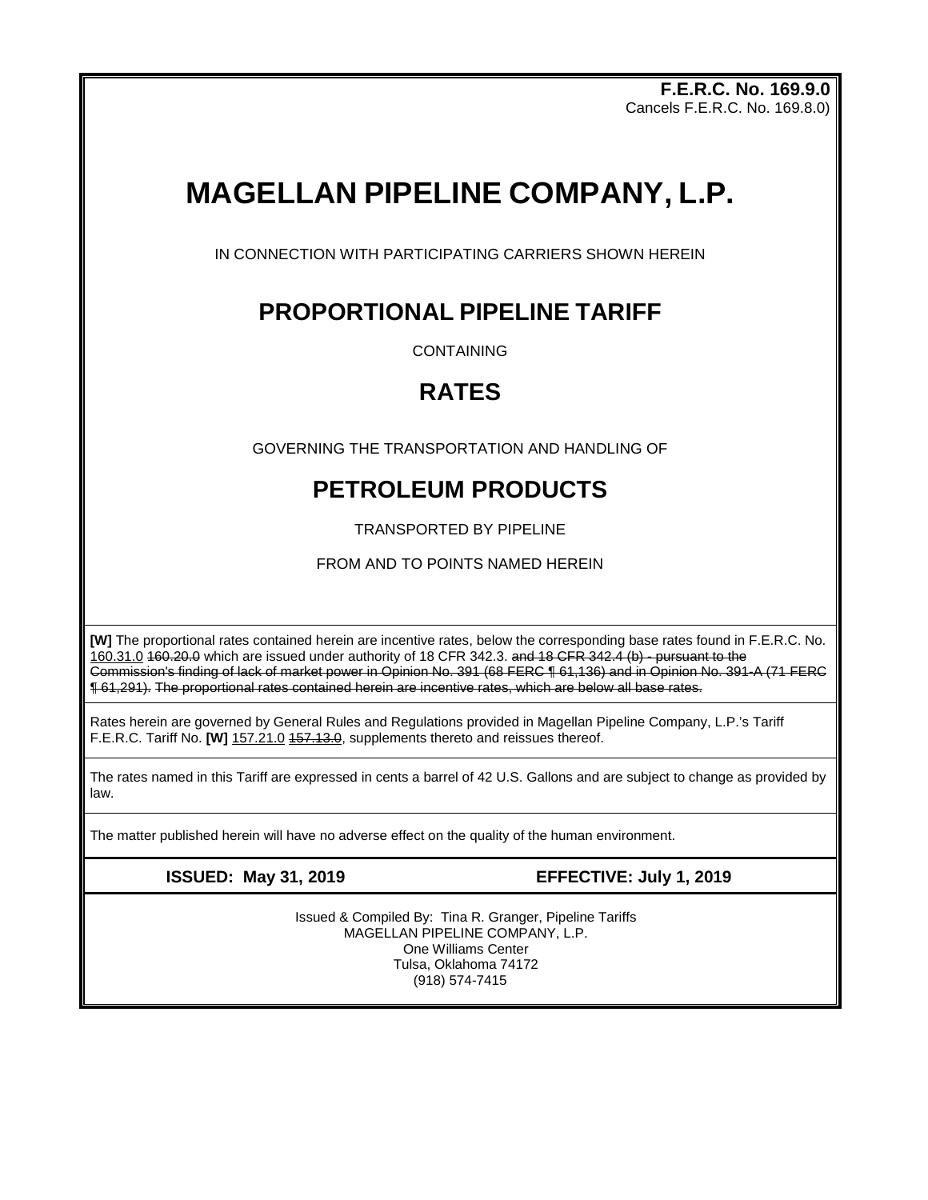**F.E.R.C. No. 169.9.0**
Cancels F.E.R.C. No. 169.8.0)

# MAGELLAN PIPELINE COMPANY, L.P.

IN CONNECTION WITH PARTICIPATING CARRIERS SHOWN HEREIN

## PROPORTIONAL PIPELINE TARIFF

CONTAINING

## RATES

GOVERNING THE TRANSPORTATION AND HANDLING OF

## PETROLEUM PRODUCTS

TRANSPORTED BY PIPELINE

FROM AND TO POINTS NAMED HEREIN

**[W]** The proportional rates contained herein are incentive rates, below the corresponding base rates found in F.E.R.C. No. 160.31.0 ~~160.20.0~~ which are issued under authority of 18 CFR 342.3. ~~and 18 CFR 342.4 (b) - pursuant to the Commission's finding of lack of market power in Opinion No. 391 (68 FERC ¶ 61,136) and in Opinion No. 391-A (71 FERC ¶ 61,291). The proportional rates contained herein are incentive rates, which are below all base rates.~~

Rates herein are governed by General Rules and Regulations provided in Magellan Pipeline Company, L.P.'s Tariff F.E.R.C. Tariff No. **[W]** 157.21.0 ~~157.13.0~~, supplements thereto and reissues thereof.

The rates named in this Tariff are expressed in cents a barrel of 42 U.S. Gallons and are subject to change as provided by law.

The matter published herein will have no adverse effect on the quality of the human environment.

**ISSUED: May 31, 2019** **EFFECTIVE: July 1, 2019**

Issued & Compiled By: Tina R. Granger, Pipeline Tariffs
MAGELLAN PIPELINE COMPANY, L.P.
One Williams Center
Tulsa, Oklahoma 74172
(918) 574-7415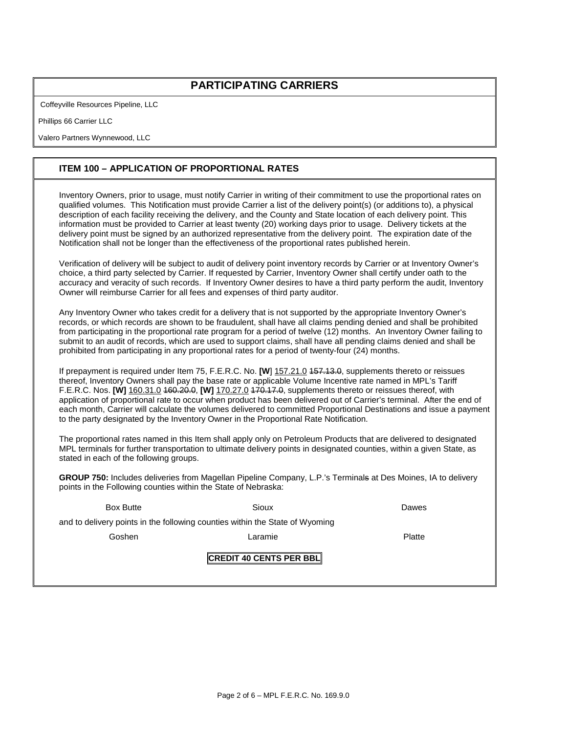## PARTICIPATING CARRIERS

Coffeyville Resources Pipeline, LLC

Phillips 66 Carrier LLC

Valero Partners Wynnewood, LLC

## ITEM 100 – APPLICATION OF PROPORTIONAL RATES

Inventory Owners, prior to usage, must notify Carrier in writing of their commitment to use the proportional rates on qualified volumes. This Notification must provide Carrier a list of the delivery point(s) (or additions to), a physical description of each facility receiving the delivery, and the County and State location of each delivery point. This information must be provided to Carrier at least twenty (20) working days prior to usage. Delivery tickets at the delivery point must be signed by an authorized representative from the delivery point. The expiration date of the Notification shall not be longer than the effectiveness of the proportional rates published herein.

Verification of delivery will be subject to audit of delivery point inventory records by Carrier or at Inventory Owner's choice, a third party selected by Carrier. If requested by Carrier, Inventory Owner shall certify under oath to the accuracy and veracity of such records. If Inventory Owner desires to have a third party perform the audit, Inventory Owner will reimburse Carrier for all fees and expenses of third party auditor.

Any Inventory Owner who takes credit for a delivery that is not supported by the appropriate Inventory Owner's records, or which records are shown to be fraudulent, shall have all claims pending denied and shall be prohibited from participating in the proportional rate program for a period of twelve (12) months. An Inventory Owner failing to submit to an audit of records, which are used to support claims, shall have all pending claims denied and shall be prohibited from participating in any proportional rates for a period of twenty-four (24) months.

If prepayment is required under Item 75, F.E.R.C. No. **[W]** 157.21.0 ~~157.13.0~~, supplements thereto or reissues thereof, Inventory Owners shall pay the base rate or applicable Volume Incentive rate named in MPL's Tariff F.E.R.C. Nos. **[W]** 160.31.0 ~~160.20.0~~, **[W]** 170.27.0 ~~170.17.0~~, supplements thereto or reissues thereof, with application of proportional rate to occur when product has been delivered out of Carrier's terminal. After the end of each month, Carrier will calculate the volumes delivered to committed Proportional Destinations and issue a payment to the party designated by the Inventory Owner in the Proportional Rate Notification.

The proportional rates named in this Item shall apply only on Petroleum Products that are delivered to designated MPL terminals for further transportation to ultimate delivery points in designated counties, within a given State, as stated in each of the following groups.

**GROUP 750:** Includes deliveries from Magellan Pipeline Company, L.P.'s Terminal~~s~~ at Des Moines, IA to delivery points in the Following counties within the State of Nebraska:

| | | |
|---|---|---|
| Box Butte | Sioux | Dawes |

and to delivery points in the following counties within the State of Wyoming

| | | |
|---|---|---|
| Goshen | Laramie | Platte |

**CREDIT 40 CENTS PER BBL**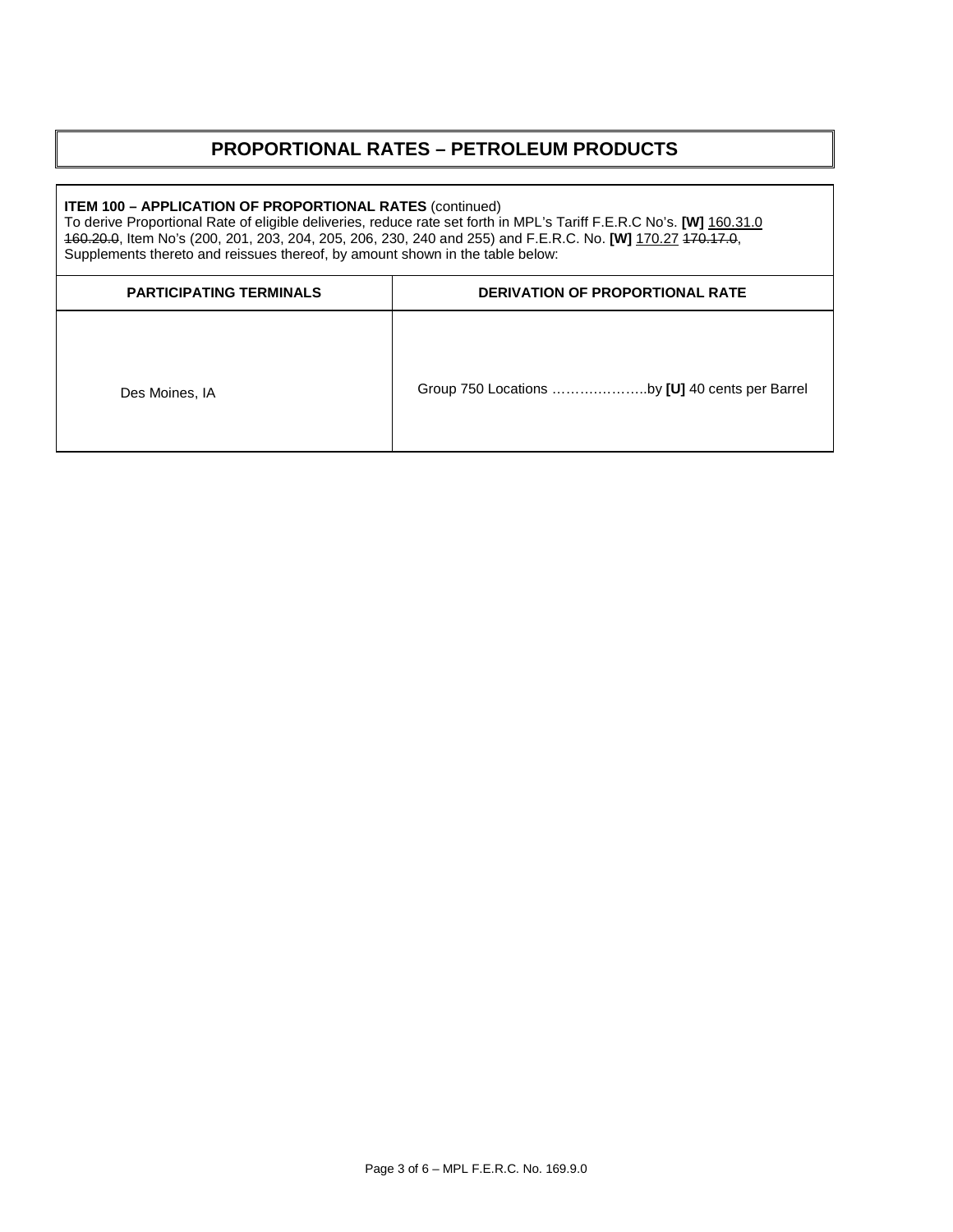# PROPORTIONAL RATES – PETROLEUM PRODUCTS

**ITEM 100 – APPLICATION OF PROPORTIONAL RATES** (continued)
To derive Proportional Rate of eligible deliveries, reduce rate set forth in MPL's Tariff F.E.R.C No's. **[W]** <u>160.31.0</u> ~~160.20.0~~, Item No's (200, 201, 203, 204, 205, 206, 230, 240 and 255) and F.E.R.C. No. **[W]** <u>170.27</u> ~~170.17.0~~, Supplements thereto and reissues thereof, by amount shown in the table below:

| PARTICIPATING TERMINALS | DERIVATION OF PROPORTIONAL RATE |
|---|---|
| Des Moines, IA | Group 750 Locations ………………..by **[U]** 40 cents per Barrel |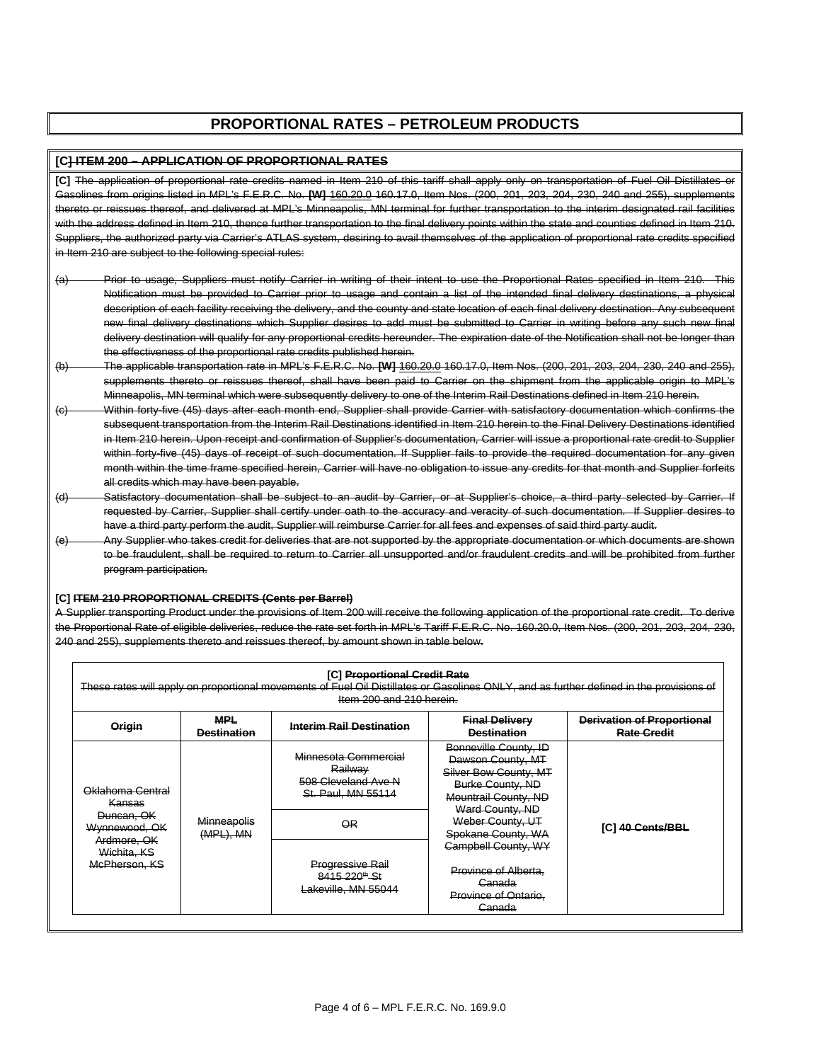# PROPORTIONAL RATES – PETROLEUM PRODUCTS

## [C] ~~ITEM 200 – APPLICATION OF PROPORTIONAL RATES~~

**[C]** ~~The application of proportional rate credits named in Item 210 of this tariff shall apply only on transportation of Fuel Oil Distillates or Gasolines from origins listed in MPL's F.E.R.C. No.~~ **[W]** ~~160.20.0~~ ~~160.17.0, Item Nos. (200, 201, 203, 204, 230, 240 and 255), supplements thereto or reissues thereof, and delivered at MPL's Minneapolis, MN terminal for further transportation to the interim designated rail facilities with the address defined in Item 210, thence further transportation to the final delivery points within the state and counties defined in Item 210. Suppliers, the authorized party via Carrier's ATLAS system, desiring to avail themselves of the application of proportional rate credits specified in Item 210 are subject to the following special rules:~~

~~(a) Prior to usage, Suppliers must notify Carrier in writing of their intent to use the Proportional Rates specified in Item 210. This Notification must be provided to Carrier prior to usage and contain a list of the intended final delivery destinations, a physical description of each facility receiving the delivery, and the county and state location of each final delivery destination. Any subsequent new final delivery destinations which Supplier desires to add must be submitted to Carrier in writing before any such new final delivery destination will qualify for any proportional credits hereunder. The expiration date of the Notification shall not be longer than the effectiveness of the proportional rate credits published herein.~~

~~(b) The applicable transportation rate in MPL's F.E.R.C. No.~~ **[W]** ~~160.20.0~~ ~~160.17.0, Item Nos. (200, 201, 203, 204, 230, 240 and 255), supplements thereto or reissues thereof, shall have been paid to Carrier on the shipment from the applicable origin to MPL's Minneapolis, MN terminal which were subsequently delivery to one of the Interim Rail Destinations defined in Item 210 herein.~~

~~(c) Within forty-five (45) days after each month end, Supplier shall provide Carrier with satisfactory documentation which confirms the subsequent transportation from the Interim Rail Destinations identified in Item 210 herein to the Final Delivery Destinations identified in Item 210 herein. Upon receipt and confirmation of Supplier's documentation, Carrier will issue a proportional rate credit to Supplier within forty-five (45) days of receipt of such documentation. If Supplier fails to provide the required documentation for any given month within the time frame specified herein, Carrier will have no obligation to issue any credits for that month and Supplier forfeits all credits which may have been payable.~~

~~(d) Satisfactory documentation shall be subject to an audit by Carrier, or at Supplier's choice, a third party selected by Carrier. If requested by Carrier, Supplier shall certify under oath to the accuracy and veracity of such documentation. If Supplier desires to have a third party perform the audit, Supplier will reimburse Carrier for all fees and expenses of said third party audit.~~

~~(e) Any Supplier who takes credit for deliveries that are not supported by the appropriate documentation or which documents are shown to be fraudulent, shall be required to return to Carrier all unsupported and/or fraudulent credits and will be prohibited from further program participation.~~

## [C] ~~ITEM 210 PROPORTIONAL CREDITS (Cents per Barrel)~~

~~A Supplier transporting Product under the provisions of Item 200 will receive the following application of the proportional rate credit. To derive the Proportional Rate of eligible deliveries, reduce the rate set forth in MPL's Tariff F.E.R.C. No. 160.20.0, Item Nos. (200, 201, 203, 204, 230, 240 and 255), supplements thereto and reissues thereof, by amount shown in table below.~~

**[C] ~~Proportional Credit Rate~~**

~~These rates will apply on proportional movements of Fuel Oil Distillates or Gasolines ONLY, and as further defined in the provisions of Item 200 and 210 herein.~~

| ~~Origin~~ | ~~MPL Destination~~ | ~~Interim Rail Destination~~ | ~~Final Delivery Destination~~ | ~~Derivation of Proportional Rate Credit~~ |
|---|---|---|---|---|
| ~~Oklahoma Central Kansas~~<br>~~Duncan, OK~~<br>~~Wynnewood, OK~~<br>~~Ardmore, OK~~<br>~~Wichita, KS~~<br>~~McPherson, KS~~ | ~~Minneapolis (MPL), MN~~ | ~~Minnesota Commercial Railway 508 Cleveland Ave N St. Paul, MN 55114~~<br>~~OR~~<br>~~Progressive Rail 8415 220th St Lakeville, MN 55044~~ | ~~Bonneville County, ID~~<br>~~Dawson County, MT~~<br>~~Silver Bow County, MT~~<br>~~Burke County, ND~~<br>~~Mountrail County, ND~~<br>~~Ward County, ND~~<br>~~Weber County, UT~~<br>~~Spokane County, WA~~<br>~~Campbell County, WY~~<br>~~Province of Alberta, Canada~~<br>~~Province of Ontario, Canada~~ | [C] ~~40 Cents/BBL~~ |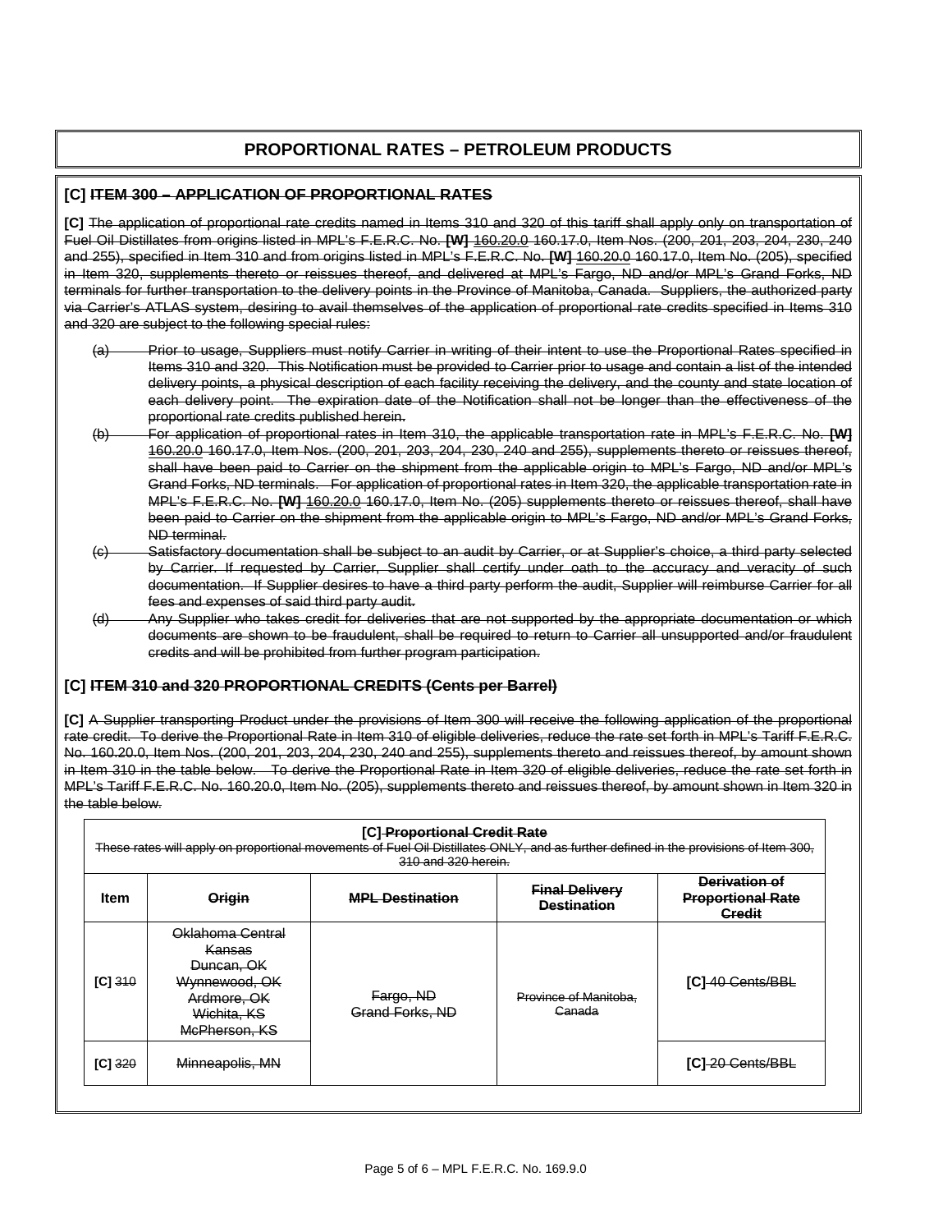## PROPORTIONAL RATES – PETROLEUM PRODUCTS

### [C] ~~ITEM 300 – APPLICATION OF PROPORTIONAL RATES~~

**[C]** ~~The application of proportional rate credits named in Items 310 and 320 of this tariff shall apply only on transportation of Fuel Oil Distillates from origins listed in MPL's F.E.R.C. No.~~ **[W]** <u>160.20.0</u> ~~160.17.0, Item Nos. (200, 201, 203, 204, 230, 240 and 255), specified in Item 310 and from origins listed in MPL's F.E.R.C. No.~~ **[W]** <u>160.20.0</u> ~~160.17.0, Item No. (205), specified in Item 320, supplements thereto or reissues thereof, and delivered at MPL's Fargo, ND and/or MPL's Grand Forks, ND terminals for further transportation to the delivery points in the Province of Manitoba, Canada. Suppliers, the authorized party via Carrier's ATLAS system, desiring to avail themselves of the application of proportional rate credits specified in Items 310 and 320 are subject to the following special rules:~~

- ~~(a) Prior to usage, Suppliers must notify Carrier in writing of their intent to use the Proportional Rates specified in Items 310 and 320. This Notification must be provided to Carrier prior to usage and contain a list of the intended delivery points, a physical description of each facility receiving the delivery, and the county and state location of each delivery point. The expiration date of the Notification shall not be longer than the effectiveness of the proportional rate credits published herein.~~
- ~~(b) For application of proportional rates in Item 310, the applicable transportation rate in MPL's F.E.R.C. No.~~ **[W]** <u>160.20.0</u> ~~160.17.0, Item Nos. (200, 201, 203, 204, 230, 240 and 255), supplements thereto or reissues thereof, shall have been paid to Carrier on the shipment from the applicable origin to MPL's Fargo, ND and/or MPL's Grand Forks, ND terminals. For application of proportional rates in Item 320, the applicable transportation rate in MPL's F.E.R.C. No.~~ **[W]** <u>160.20.0</u> ~~160.17.0, Item No. (205) supplements thereto or reissues thereof, shall have been paid to Carrier on the shipment from the applicable origin to MPL's Fargo, ND and/or MPL's Grand Forks, ND terminal.~~
- ~~(c) Satisfactory documentation shall be subject to an audit by Carrier, or at Supplier's choice, a third party selected by Carrier. If requested by Carrier, Supplier shall certify under oath to the accuracy and veracity of such documentation. If Supplier desires to have a third party perform the audit, Supplier will reimburse Carrier for all fees and expenses of said third party audit.~~
- ~~(d) Any Supplier who takes credit for deliveries that are not supported by the appropriate documentation or which documents are shown to be fraudulent, shall be required to return to Carrier all unsupported and/or fraudulent credits and will be prohibited from further program participation.~~

### [C] ~~ITEM 310 and 320 PROPORTIONAL CREDITS (Cents per Barrel)~~

**[C]** ~~A Supplier transporting Product under the provisions of Item 300 will receive the following application of the proportional rate credit. To derive the Proportional Rate in Item 310 of eligible deliveries, reduce the rate set forth in MPL's Tariff F.E.R.C. No. 160.20.0, Item Nos. (200, 201, 203, 204, 230, 240 and 255), supplements thereto and reissues thereof, by amount shown in Item 310 in the table below. To derive the Proportional Rate in Item 320 of eligible deliveries, reduce the rate set forth in MPL's Tariff F.E.R.C. No. 160.20.0, Item No. (205), supplements thereto and reissues thereof, by amount shown in Item 320 in the table below.~~

**[C]** ~~**Proportional Credit Rate**~~

~~These rates will apply on proportional movements of Fuel Oil Distillates ONLY, and as further defined in the provisions of Item 300, 310 and 320 herein.~~

| Item | ~~Origin~~ | ~~MPL Destination~~ | ~~Final Delivery Destination~~ | ~~Derivation of Proportional Rate Credit~~ |
|---|---|---|---|---|
| **[C]** ~~310~~ | ~~Oklahoma Central Kansas Duncan, OK Wynnewood, OK Ardmore, OK Wichita, KS McPherson, KS~~ | ~~Fargo, ND Grand Forks, ND~~ | ~~Province of Manitoba, Canada~~ | **[C]** ~~40 Cents/BBL~~ |
| **[C]** ~~320~~ | ~~Minneapolis, MN~~ | | | **[C]** ~~20 Cents/BBL~~ |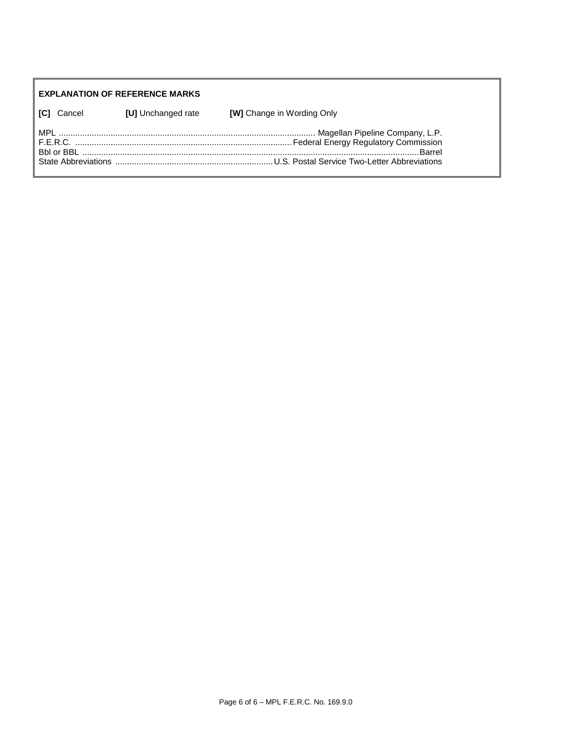**EXPLANATION OF REFERENCE MARKS**

**[C]** Cancel **[U]** Unchanged rate **[W]** Change in Wording Only

MPL ............................................................................................................ Magellan Pipeline Company, L.P.
F.E.R.C. ............................................................................................ Federal Energy Regulatory Commission
Bbl or BBL ............................................................................................................................................ Barrel
State Abbreviations .................................................................. U.S. Postal Service Two-Letter Abbreviations